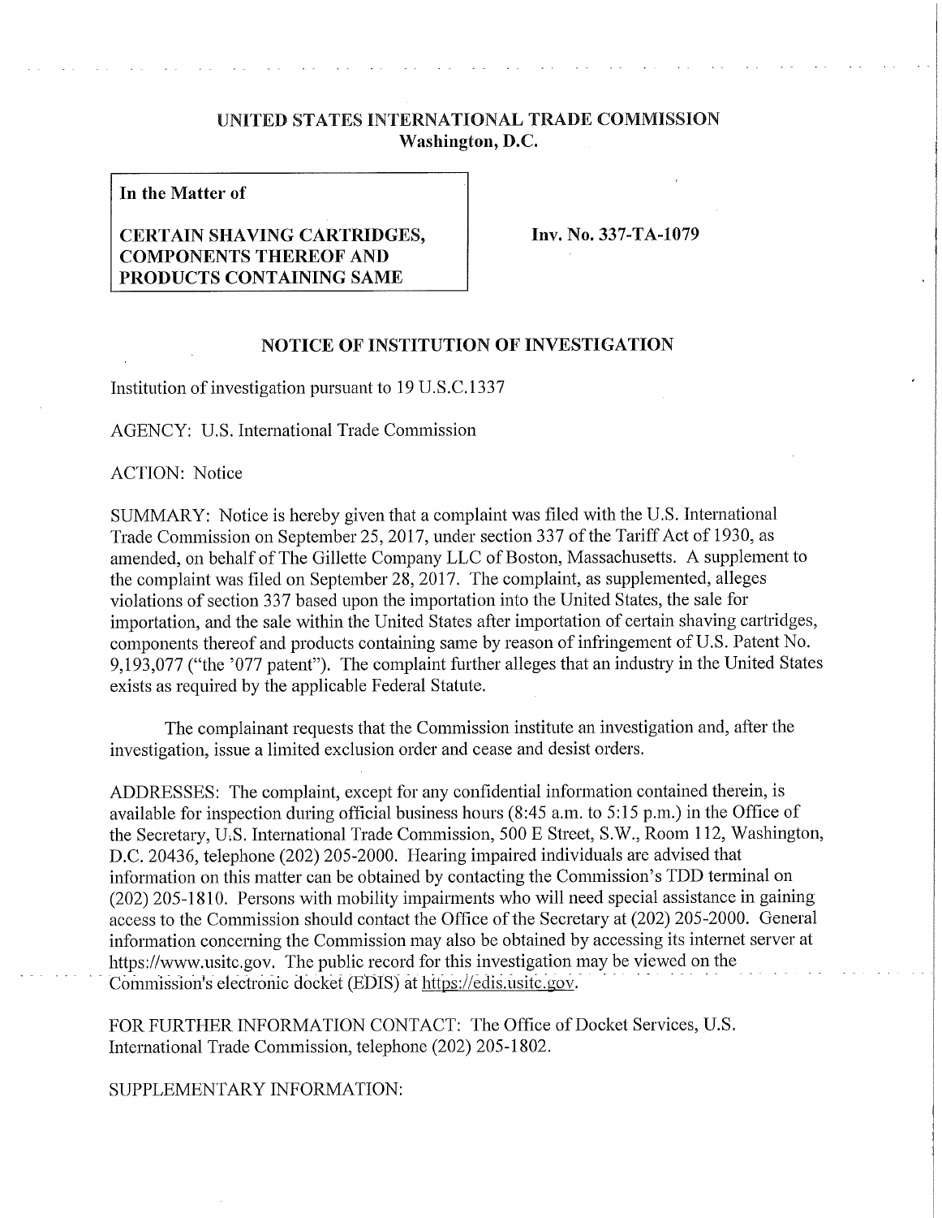**UNITED STATES INTERNATIONAL TRADE COMMISSION**
**Washington, D.C.**

**In the Matter of**

**CERTAIN SHAVING CARTRIDGES, COMPONENTS THEREOF AND PRODUCTS CONTAINING SAME**

**Inv. No. 337-TA-1079**

## NOTICE OF INSTITUTION OF INVESTIGATION

Institution of investigation pursuant to 19 U.S.C.1337

AGENCY: U.S. International Trade Commission

ACTION: Notice

SUMMARY: Notice is hereby given that a complaint was filed with the U.S. International Trade Commission on September 25, 2017, under section 337 of the Tariff Act of 1930, as amended, on behalf of The Gillette Company LLC of Boston, Massachusetts. A supplement to the complaint was filed on September 28, 2017. The complaint, as supplemented, alleges violations of section 337 based upon the importation into the United States, the sale for importation, and the sale within the United States after importation of certain shaving cartridges, components thereof and products containing same by reason of infringement of U.S. Patent No. 9,193,077 ("the '077 patent"). The complaint further alleges that an industry in the United States exists as required by the applicable Federal Statute.

The complainant requests that the Commission institute an investigation and, after the investigation, issue a limited exclusion order and cease and desist orders.

ADDRESSES: The complaint, except for any confidential information contained therein, is available for inspection during official business hours (8:45 a.m. to 5:15 p.m.) in the Office of the Secretary, U.S. International Trade Commission, 500 E Street, S.W., Room 112, Washington, D.C. 20436, telephone (202) 205-2000. Hearing impaired individuals are advised that information on this matter can be obtained by contacting the Commission's TDD terminal on (202) 205-1810. Persons with mobility impairments who will need special assistance in gaining access to the Commission should contact the Office of the Secretary at (202) 205-2000. General information concerning the Commission may also be obtained by accessing its internet server at https://www.usitc.gov. The public record for this investigation may be viewed on the Commission's electronic docket (EDIS) at https://edis.usitc.gov.

FOR FURTHER INFORMATION CONTACT: The Office of Docket Services, U.S. International Trade Commission, telephone (202) 205-1802.

SUPPLEMENTARY INFORMATION: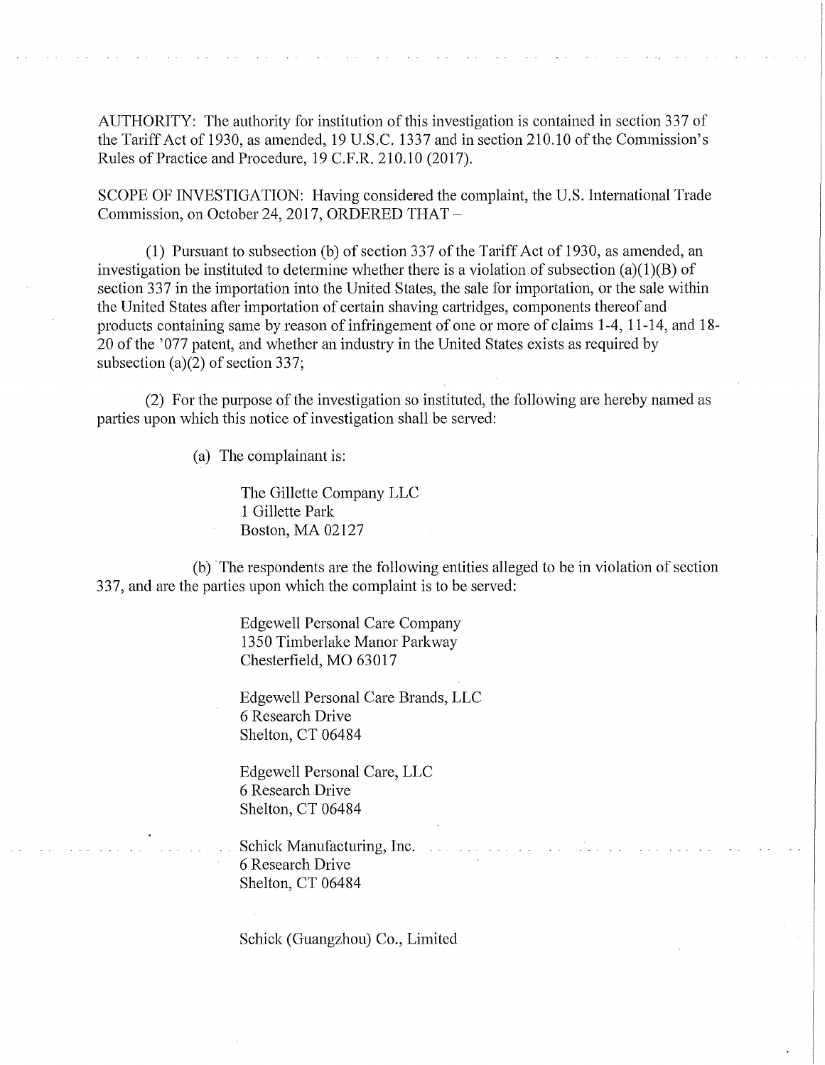AUTHORITY: The authority for institution of this investigation is contained in section 337 of the Tariff Act of 1930, as amended, 19 U.S.C. 1337 and in section 210.10 of the Commission's Rules of Practice and Procedure, 19 C.F.R. 210.10 (2017).

SCOPE OF INVESTIGATION: Having considered the complaint, the U.S. International Trade Commission, on October 24, 2017, ORDERED THAT –

(1) Pursuant to subsection (b) of section 337 of the Tariff Act of 1930, as amended, an investigation be instituted to determine whether there is a violation of subsection (a)(1)(B) of section 337 in the importation into the United States, the sale for importation, or the sale within the United States after importation of certain shaving cartridges, components thereof and products containing same by reason of infringement of one or more of claims 1-4, 11-14, and 18-20 of the '077 patent, and whether an industry in the United States exists as required by subsection (a)(2) of section 337;

(2) For the purpose of the investigation so instituted, the following are hereby named as parties upon which this notice of investigation shall be served:

(a) The complainant is:

The Gillette Company LLC
1 Gillette Park
Boston, MA 02127

(b) The respondents are the following entities alleged to be in violation of section 337, and are the parties upon which the complaint is to be served:

Edgewell Personal Care Company
1350 Timberlake Manor Parkway
Chesterfield, MO 63017

Edgewell Personal Care Brands, LLC
6 Research Drive
Shelton, CT 06484

Edgewell Personal Care, LLC
6 Research Drive
Shelton, CT 06484

Schick Manufacturing, Inc.
6 Research Drive
Shelton, CT 06484

Schick (Guangzhou) Co., Limited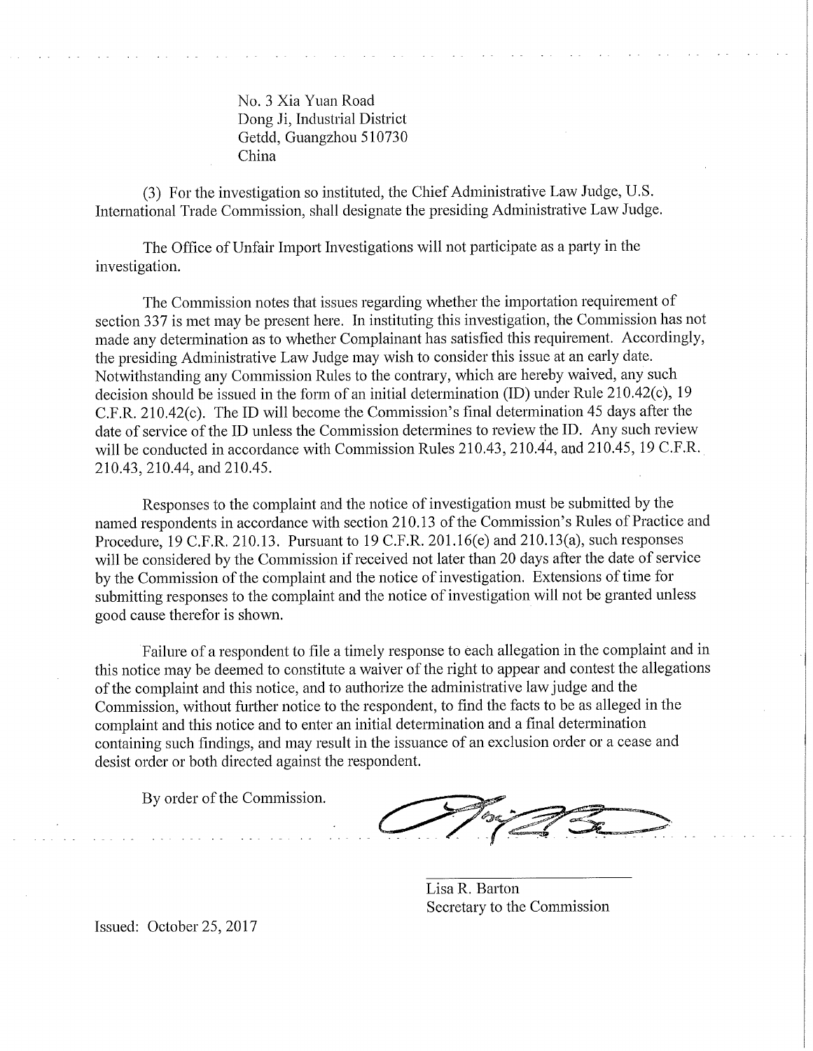No. 3 Xia Yuan Road
Dong Ji, Industrial District
Getdd, Guangzhou 510730
China

(3) For the investigation so instituted, the Chief Administrative Law Judge, U.S. International Trade Commission, shall designate the presiding Administrative Law Judge.

The Office of Unfair Import Investigations will not participate as a party in the investigation.

The Commission notes that issues regarding whether the importation requirement of section 337 is met may be present here. In instituting this investigation, the Commission has not made any determination as to whether Complainant has satisfied this requirement. Accordingly, the presiding Administrative Law Judge may wish to consider this issue at an early date. Notwithstanding any Commission Rules to the contrary, which are hereby waived, any such decision should be issued in the form of an initial determination (ID) under Rule 210.42(c), 19 C.F.R. 210.42(c). The ID will become the Commission's final determination 45 days after the date of service of the ID unless the Commission determines to review the ID. Any such review will be conducted in accordance with Commission Rules 210.43, 210.44, and 210.45, 19 C.F.R. 210.43, 210.44, and 210.45.

Responses to the complaint and the notice of investigation must be submitted by the named respondents in accordance with section 210.13 of the Commission's Rules of Practice and Procedure, 19 C.F.R. 210.13. Pursuant to 19 C.F.R. 201.16(e) and 210.13(a), such responses will be considered by the Commission if received not later than 20 days after the date of service by the Commission of the complaint and the notice of investigation. Extensions of time for submitting responses to the complaint and the notice of investigation will not be granted unless good cause therefor is shown.

Failure of a respondent to file a timely response to each allegation in the complaint and in this notice may be deemed to constitute a waiver of the right to appear and contest the allegations of the complaint and this notice, and to authorize the administrative law judge and the Commission, without further notice to the respondent, to find the facts to be as alleged in the complaint and this notice and to enter an initial determination and a final determination containing such findings, and may result in the issuance of an exclusion order or a cease and desist order or both directed against the respondent.

By order of the Commission.

Lisa R. Barton
Secretary to the Commission

Issued: October 25, 2017